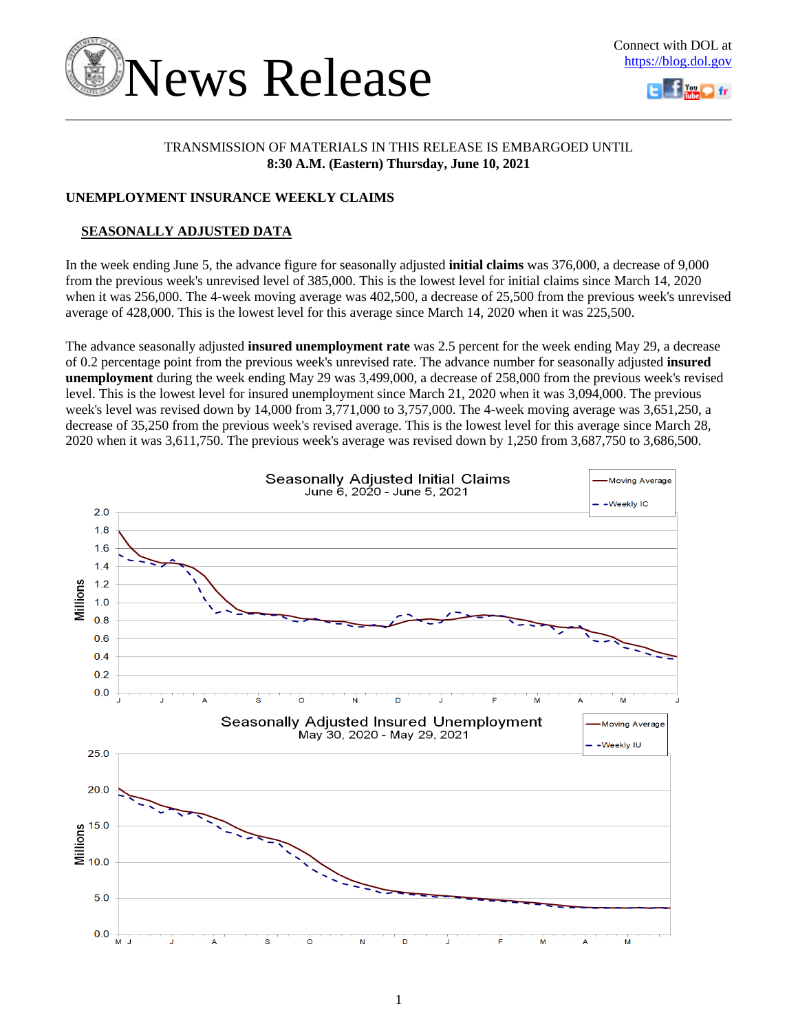# News Release

Connect with DOL at https://blog.dol.gov

TRANSMISSION OF MATERIALS IN THIS RELEASE IS EMBARGOED UNTIL
**8:30 A.M. (Eastern) Thursday, June 10, 2021**

## UNEMPLOYMENT INSURANCE WEEKLY CLAIMS

### SEASONALLY ADJUSTED DATA

In the week ending June 5, the advance figure for seasonally adjusted **initial claims** was 376,000, a decrease of 9,000 from the previous week's unrevised level of 385,000. This is the lowest level for initial claims since March 14, 2020 when it was 256,000. The 4-week moving average was 402,500, a decrease of 25,500 from the previous week's unrevised average of 428,000. This is the lowest level for this average since March 14, 2020 when it was 225,500.

The advance seasonally adjusted **insured unemployment rate** was 2.5 percent for the week ending May 29, a decrease of 0.2 percentage point from the previous week's unrevised rate. The advance number for seasonally adjusted **insured unemployment** during the week ending May 29 was 3,499,000, a decrease of 258,000 from the previous week's revised level. This is the lowest level for insured unemployment since March 21, 2020 when it was 3,094,000. The previous week's level was revised down by 14,000 from 3,771,000 to 3,757,000. The 4-week moving average was 3,651,250, a decrease of 35,250 from the previous week's revised average. This is the lowest level for this average since March 28, 2020 when it was 3,611,750. The previous week's average was revised down by 1,250 from 3,687,750 to 3,686,500.

**Seasonally Adjusted Initial Claims**
June 6, 2020 - June 5, 2021

**Seasonally Adjusted Insured Unemployment**
May 30, 2020 - May 29, 2021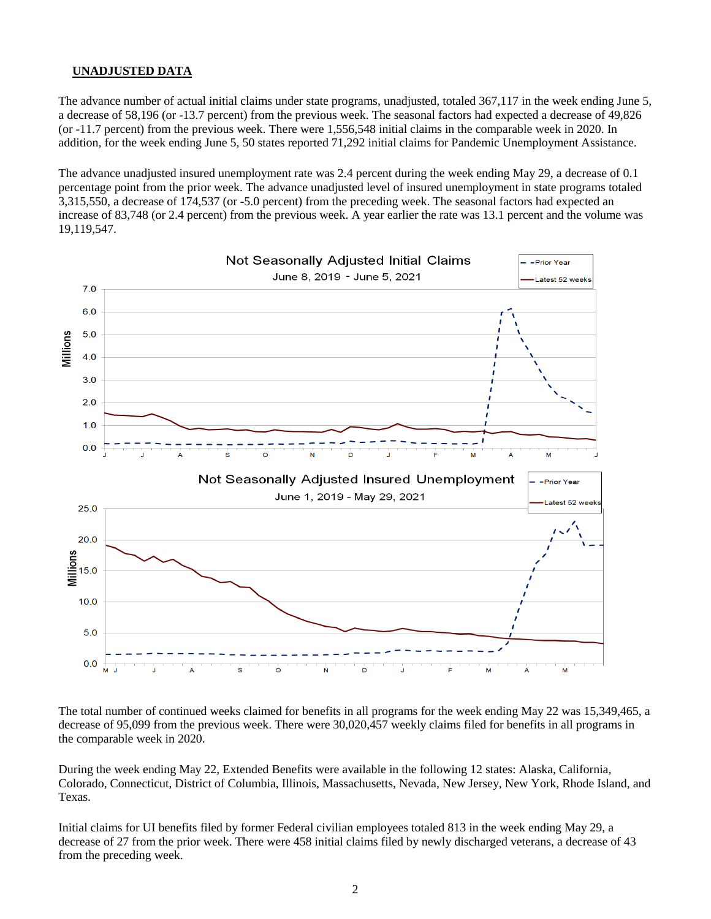## UNADJUSTED DATA

The advance number of actual initial claims under state programs, unadjusted, totaled 367,117 in the week ending June 5, a decrease of 58,196 (or -13.7 percent) from the previous week. The seasonal factors had expected a decrease of 49,826 (or -11.7 percent) from the previous week. There were 1,556,548 initial claims in the comparable week in 2020. In addition, for the week ending June 5, 50 states reported 71,292 initial claims for Pandemic Unemployment Assistance.

The advance unadjusted insured unemployment rate was 2.4 percent during the week ending May 29, a decrease of 0.1 percentage point from the prior week. The advance unadjusted level of insured unemployment in state programs totaled 3,315,550, a decrease of 174,537 (or -5.0 percent) from the preceding week. The seasonal factors had expected an increase of 83,748 (or 2.4 percent) from the previous week. A year earlier the rate was 13.1 percent and the volume was 19,119,547.

The total number of continued weeks claimed for benefits in all programs for the week ending May 22 was 15,349,465, a decrease of 95,099 from the previous week. There were 30,020,457 weekly claims filed for benefits in all programs in the comparable week in 2020.

During the week ending May 22, Extended Benefits were available in the following 12 states: Alaska, California, Colorado, Connecticut, District of Columbia, Illinois, Massachusetts, Nevada, New Jersey, New York, Rhode Island, and Texas.

Initial claims for UI benefits filed by former Federal civilian employees totaled 813 in the week ending May 29, a decrease of 27 from the prior week. There were 458 initial claims filed by newly discharged veterans, a decrease of 43 from the preceding week.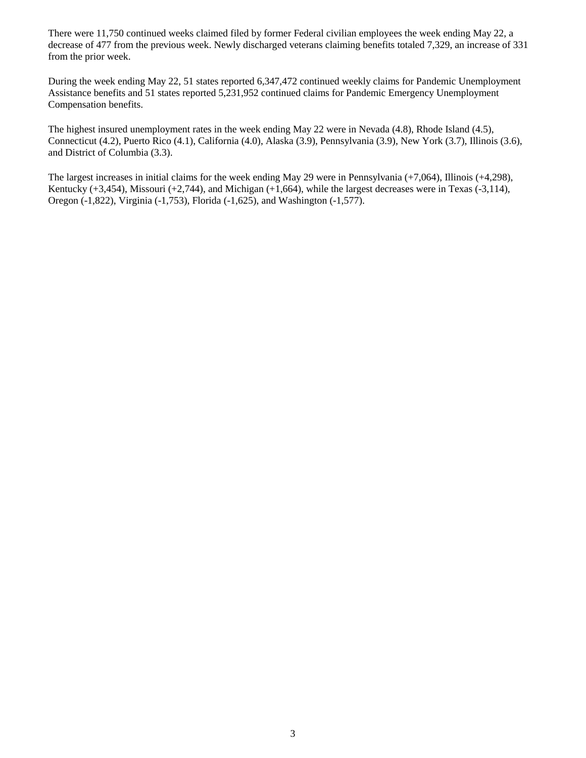There were 11,750 continued weeks claimed filed by former Federal civilian employees the week ending May 22, a decrease of 477 from the previous week. Newly discharged veterans claiming benefits totaled 7,329, an increase of 331 from the prior week.

During the week ending May 22, 51 states reported 6,347,472 continued weekly claims for Pandemic Unemployment Assistance benefits and 51 states reported 5,231,952 continued claims for Pandemic Emergency Unemployment Compensation benefits.

The highest insured unemployment rates in the week ending May 22 were in Nevada (4.8), Rhode Island (4.5), Connecticut (4.2), Puerto Rico (4.1), California (4.0), Alaska (3.9), Pennsylvania (3.9), New York (3.7), Illinois (3.6), and District of Columbia (3.3).

The largest increases in initial claims for the week ending May 29 were in Pennsylvania (+7,064), Illinois (+4,298), Kentucky (+3,454), Missouri (+2,744), and Michigan (+1,664), while the largest decreases were in Texas (-3,114), Oregon (-1,822), Virginia (-1,753), Florida (-1,625), and Washington (-1,577).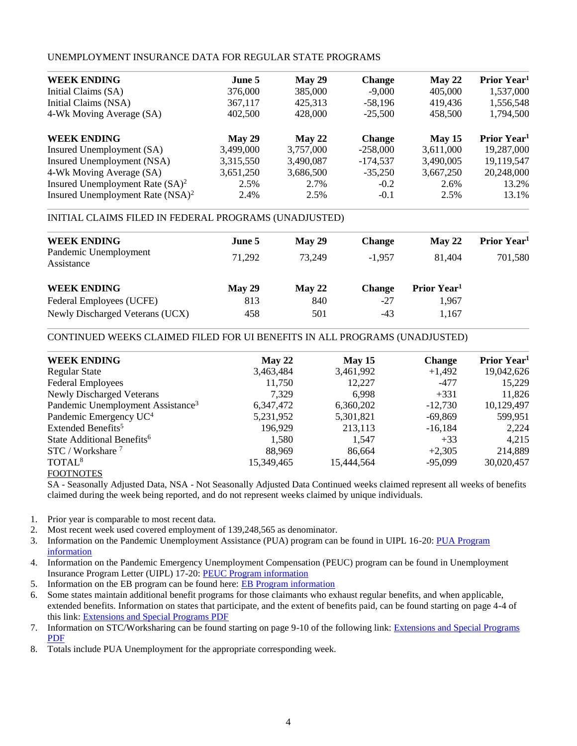UNEMPLOYMENT INSURANCE DATA FOR REGULAR STATE PROGRAMS

| WEEK ENDING | June 5 | May 29 | Change | May 22 | Prior Year[1] |
|---|---|---|---|---|---|
| Initial Claims (SA) | 376,000 | 385,000 | -9,000 | 405,000 | 1,537,000 |
| Initial Claims (NSA) | 367,117 | 425,313 | -58,196 | 419,436 | 1,556,548 |
| 4-Wk Moving Average (SA) | 402,500 | 428,000 | -25,500 | 458,500 | 1,794,500 |

| WEEK ENDING | May 29 | May 22 | Change | May 15 | Prior Year[1] |
|---|---|---|---|---|---|
| Insured Unemployment (SA) | 3,499,000 | 3,757,000 | -258,000 | 3,611,000 | 19,287,000 |
| Insured Unemployment (NSA) | 3,315,550 | 3,490,087 | -174,537 | 3,490,005 | 19,119,547 |
| 4-Wk Moving Average (SA) | 3,651,250 | 3,686,500 | -35,250 | 3,667,250 | 20,248,000 |
| Insured Unemployment Rate (SA)[2] | 2.5% | 2.7% | -0.2 | 2.6% | 13.2% |
| Insured Unemployment Rate (NSA)[2] | 2.4% | 2.5% | -0.1 | 2.5% | 13.1% |

INITIAL CLAIMS FILED IN FEDERAL PROGRAMS (UNADJUSTED)

| WEEK ENDING | June 5 | May 29 | Change | May 22 | Prior Year[1] |
|---|---|---|---|---|---|
| Pandemic Unemployment Assistance | 71,292 | 73,249 | -1,957 | 81,404 | 701,580 |

| WEEK ENDING | May 29 | May 22 | Change | Prior Year[1] |
|---|---|---|---|---|
| Federal Employees (UCFE) | 813 | 840 | -27 | 1,967 |
| Newly Discharged Veterans (UCX) | 458 | 501 | -43 | 1,167 |

CONTINUED WEEKS CLAIMED FILED FOR UI BENEFITS IN ALL PROGRAMS (UNADJUSTED)

| WEEK ENDING | May 22 | May 15 | Change | Prior Year[1] |
|---|---|---|---|---|
| Regular State | 3,463,484 | 3,461,992 | +1,492 | 19,042,626 |
| Federal Employees | 11,750 | 12,227 | -477 | 15,229 |
| Newly Discharged Veterans | 7,329 | 6,998 | +331 | 11,826 |
| Pandemic Unemployment Assistance[3] | 6,347,472 | 6,360,202 | -12,730 | 10,129,497 |
| Pandemic Emergency UC[4] | 5,231,952 | 5,301,821 | -69,869 | 599,951 |
| Extended Benefits[5] | 196,929 | 213,113 | -16,184 | 2,224 |
| State Additional Benefits[6] | 1,580 | 1,547 | +33 | 4,215 |
| STC / Workshare [7] | 88,969 | 86,664 | +2,305 | 214,889 |
| TOTAL[8] | 15,349,465 | 15,444,564 | -95,099 | 30,020,457 |

FOOTNOTES

SA - Seasonally Adjusted Data, NSA - Not Seasonally Adjusted Data Continued weeks claimed represent all weeks of benefits claimed during the week being reported, and do not represent weeks claimed by unique individuals.

1. Prior year is comparable to most recent data.
2. Most recent week used covered employment of 139,248,565 as denominator.
3. Information on the Pandemic Unemployment Assistance (PUA) program can be found in UIPL 16-20: PUA Program information
4. Information on the Pandemic Emergency Unemployment Compensation (PEUC) program can be found in Unemployment Insurance Program Letter (UIPL) 17-20: PEUC Program information
5. Information on the EB program can be found here: EB Program information
6. Some states maintain additional benefit programs for those claimants who exhaust regular benefits, and when applicable, extended benefits. Information on states that participate, and the extent of benefits paid, can be found starting on page 4-4 of this link: Extensions and Special Programs PDF
7. Information on STC/Worksharing can be found starting on page 9-10 of the following link: Extensions and Special Programs PDF
8. Totals include PUA Unemployment for the appropriate corresponding week.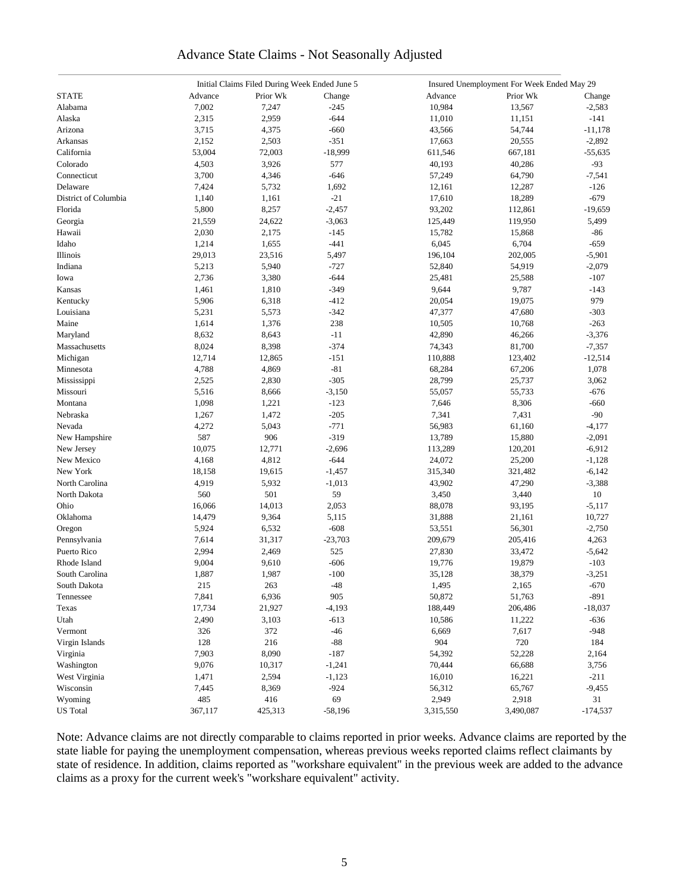# Advance State Claims - Not Seasonally Adjusted

| | Initial Claims Filed During Week Ended June 5 | | | Insured Unemployment For Week Ended May 29 | | |
|---|---|---|---|---|---|---|
| STATE | Advance | Prior Wk | Change | Advance | Prior Wk | Change |
| Alabama | 7,002 | 7,247 | -245 | 10,984 | 13,567 | -2,583 |
| Alaska | 2,315 | 2,959 | -644 | 11,010 | 11,151 | -141 |
| Arizona | 3,715 | 4,375 | -660 | 43,566 | 54,744 | -11,178 |
| Arkansas | 2,152 | 2,503 | -351 | 17,663 | 20,555 | -2,892 |
| California | 53,004 | 72,003 | -18,999 | 611,546 | 667,181 | -55,635 |
| Colorado | 4,503 | 3,926 | 577 | 40,193 | 40,286 | -93 |
| Connecticut | 3,700 | 4,346 | -646 | 57,249 | 64,790 | -7,541 |
| Delaware | 7,424 | 5,732 | 1,692 | 12,161 | 12,287 | -126 |
| District of Columbia | 1,140 | 1,161 | -21 | 17,610 | 18,289 | -679 |
| Florida | 5,800 | 8,257 | -2,457 | 93,202 | 112,861 | -19,659 |
| Georgia | 21,559 | 24,622 | -3,063 | 125,449 | 119,950 | 5,499 |
| Hawaii | 2,030 | 2,175 | -145 | 15,782 | 15,868 | -86 |
| Idaho | 1,214 | 1,655 | -441 | 6,045 | 6,704 | -659 |
| Illinois | 29,013 | 23,516 | 5,497 | 196,104 | 202,005 | -5,901 |
| Indiana | 5,213 | 5,940 | -727 | 52,840 | 54,919 | -2,079 |
| Iowa | 2,736 | 3,380 | -644 | 25,481 | 25,588 | -107 |
| Kansas | 1,461 | 1,810 | -349 | 9,644 | 9,787 | -143 |
| Kentucky | 5,906 | 6,318 | -412 | 20,054 | 19,075 | 979 |
| Louisiana | 5,231 | 5,573 | -342 | 47,377 | 47,680 | -303 |
| Maine | 1,614 | 1,376 | 238 | 10,505 | 10,768 | -263 |
| Maryland | 8,632 | 8,643 | -11 | 42,890 | 46,266 | -3,376 |
| Massachusetts | 8,024 | 8,398 | -374 | 74,343 | 81,700 | -7,357 |
| Michigan | 12,714 | 12,865 | -151 | 110,888 | 123,402 | -12,514 |
| Minnesota | 4,788 | 4,869 | -81 | 68,284 | 67,206 | 1,078 |
| Mississippi | 2,525 | 2,830 | -305 | 28,799 | 25,737 | 3,062 |
| Missouri | 5,516 | 8,666 | -3,150 | 55,057 | 55,733 | -676 |
| Montana | 1,098 | 1,221 | -123 | 7,646 | 8,306 | -660 |
| Nebraska | 1,267 | 1,472 | -205 | 7,341 | 7,431 | -90 |
| Nevada | 4,272 | 5,043 | -771 | 56,983 | 61,160 | -4,177 |
| New Hampshire | 587 | 906 | -319 | 13,789 | 15,880 | -2,091 |
| New Jersey | 10,075 | 12,771 | -2,696 | 113,289 | 120,201 | -6,912 |
| New Mexico | 4,168 | 4,812 | -644 | 24,072 | 25,200 | -1,128 |
| New York | 18,158 | 19,615 | -1,457 | 315,340 | 321,482 | -6,142 |
| North Carolina | 4,919 | 5,932 | -1,013 | 43,902 | 47,290 | -3,388 |
| North Dakota | 560 | 501 | 59 | 3,450 | 3,440 | 10 |
| Ohio | 16,066 | 14,013 | 2,053 | 88,078 | 93,195 | -5,117 |
| Oklahoma | 14,479 | 9,364 | 5,115 | 31,888 | 21,161 | 10,727 |
| Oregon | 5,924 | 6,532 | -608 | 53,551 | 56,301 | -2,750 |
| Pennsylvania | 7,614 | 31,317 | -23,703 | 209,679 | 205,416 | 4,263 |
| Puerto Rico | 2,994 | 2,469 | 525 | 27,830 | 33,472 | -5,642 |
| Rhode Island | 9,004 | 9,610 | -606 | 19,776 | 19,879 | -103 |
| South Carolina | 1,887 | 1,987 | -100 | 35,128 | 38,379 | -3,251 |
| South Dakota | 215 | 263 | -48 | 1,495 | 2,165 | -670 |
| Tennessee | 7,841 | 6,936 | 905 | 50,872 | 51,763 | -891 |
| Texas | 17,734 | 21,927 | -4,193 | 188,449 | 206,486 | -18,037 |
| Utah | 2,490 | 3,103 | -613 | 10,586 | 11,222 | -636 |
| Vermont | 326 | 372 | -46 | 6,669 | 7,617 | -948 |
| Virgin Islands | 128 | 216 | -88 | 904 | 720 | 184 |
| Virginia | 7,903 | 8,090 | -187 | 54,392 | 52,228 | 2,164 |
| Washington | 9,076 | 10,317 | -1,241 | 70,444 | 66,688 | 3,756 |
| West Virginia | 1,471 | 2,594 | -1,123 | 16,010 | 16,221 | -211 |
| Wisconsin | 7,445 | 8,369 | -924 | 56,312 | 65,767 | -9,455 |
| Wyoming | 485 | 416 | 69 | 2,949 | 2,918 | 31 |
| US Total | 367,117 | 425,313 | -58,196 | 3,315,550 | 3,490,087 | -174,537 |

Note: Advance claims are not directly comparable to claims reported in prior weeks. Advance claims are reported by the state liable for paying the unemployment compensation, whereas previous weeks reported claims reflect claimants by state of residence. In addition, claims reported as "workshare equivalent" in the previous week are added to the advance claims as a proxy for the current week's "workshare equivalent" activity.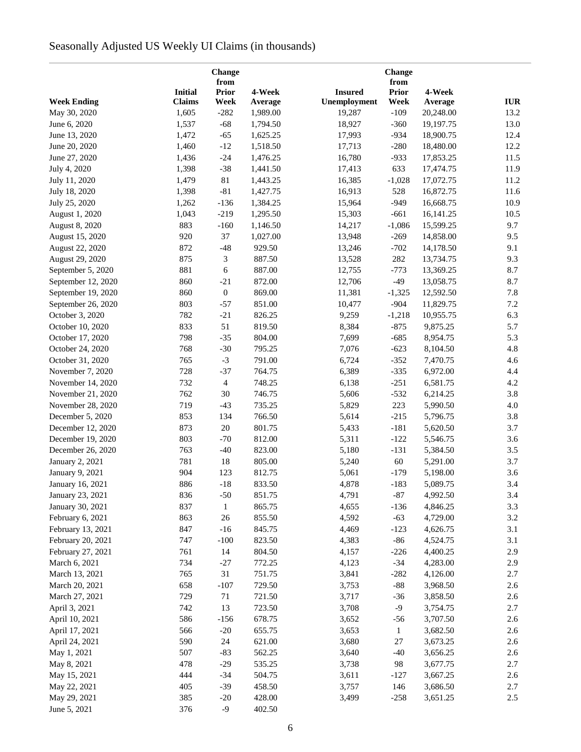# Seasonally Adjusted US Weekly UI Claims (in thousands)

| Week Ending | Initial Claims | Change from Prior Week | 4-Week Average | Insured Unemployment | Change from Prior Week | 4-Week Average | IUR |
|---|---|---|---|---|---|---|---|
| May 30, 2020 | 1,605 | -282 | 1,989.00 | 19,287 | -109 | 20,248.00 | 13.2 |
| June 6, 2020 | 1,537 | -68 | 1,794.50 | 18,927 | -360 | 19,197.75 | 13.0 |
| June 13, 2020 | 1,472 | -65 | 1,625.25 | 17,993 | -934 | 18,900.75 | 12.4 |
| June 20, 2020 | 1,460 | -12 | 1,518.50 | 17,713 | -280 | 18,480.00 | 12.2 |
| June 27, 2020 | 1,436 | -24 | 1,476.25 | 16,780 | -933 | 17,853.25 | 11.5 |
| July 4, 2020 | 1,398 | -38 | 1,441.50 | 17,413 | 633 | 17,474.75 | 11.9 |
| July 11, 2020 | 1,479 | 81 | 1,443.25 | 16,385 | -1,028 | 17,072.75 | 11.2 |
| July 18, 2020 | 1,398 | -81 | 1,427.75 | 16,913 | 528 | 16,872.75 | 11.6 |
| July 25, 2020 | 1,262 | -136 | 1,384.25 | 15,964 | -949 | 16,668.75 | 10.9 |
| August 1, 2020 | 1,043 | -219 | 1,295.50 | 15,303 | -661 | 16,141.25 | 10.5 |
| August 8, 2020 | 883 | -160 | 1,146.50 | 14,217 | -1,086 | 15,599.25 | 9.7 |
| August 15, 2020 | 920 | 37 | 1,027.00 | 13,948 | -269 | 14,858.00 | 9.5 |
| August 22, 2020 | 872 | -48 | 929.50 | 13,246 | -702 | 14,178.50 | 9.1 |
| August 29, 2020 | 875 | 3 | 887.50 | 13,528 | 282 | 13,734.75 | 9.3 |
| September 5, 2020 | 881 | 6 | 887.00 | 12,755 | -773 | 13,369.25 | 8.7 |
| September 12, 2020 | 860 | -21 | 872.00 | 12,706 | -49 | 13,058.75 | 8.7 |
| September 19, 2020 | 860 | 0 | 869.00 | 11,381 | -1,325 | 12,592.50 | 7.8 |
| September 26, 2020 | 803 | -57 | 851.00 | 10,477 | -904 | 11,829.75 | 7.2 |
| October 3, 2020 | 782 | -21 | 826.25 | 9,259 | -1,218 | 10,955.75 | 6.3 |
| October 10, 2020 | 833 | 51 | 819.50 | 8,384 | -875 | 9,875.25 | 5.7 |
| October 17, 2020 | 798 | -35 | 804.00 | 7,699 | -685 | 8,954.75 | 5.3 |
| October 24, 2020 | 768 | -30 | 795.25 | 7,076 | -623 | 8,104.50 | 4.8 |
| October 31, 2020 | 765 | -3 | 791.00 | 6,724 | -352 | 7,470.75 | 4.6 |
| November 7, 2020 | 728 | -37 | 764.75 | 6,389 | -335 | 6,972.00 | 4.4 |
| November 14, 2020 | 732 | 4 | 748.25 | 6,138 | -251 | 6,581.75 | 4.2 |
| November 21, 2020 | 762 | 30 | 746.75 | 5,606 | -532 | 6,214.25 | 3.8 |
| November 28, 2020 | 719 | -43 | 735.25 | 5,829 | 223 | 5,990.50 | 4.0 |
| December 5, 2020 | 853 | 134 | 766.50 | 5,614 | -215 | 5,796.75 | 3.8 |
| December 12, 2020 | 873 | 20 | 801.75 | 5,433 | -181 | 5,620.50 | 3.7 |
| December 19, 2020 | 803 | -70 | 812.00 | 5,311 | -122 | 5,546.75 | 3.6 |
| December 26, 2020 | 763 | -40 | 823.00 | 5,180 | -131 | 5,384.50 | 3.5 |
| January 2, 2021 | 781 | 18 | 805.00 | 5,240 | 60 | 5,291.00 | 3.7 |
| January 9, 2021 | 904 | 123 | 812.75 | 5,061 | -179 | 5,198.00 | 3.6 |
| January 16, 2021 | 886 | -18 | 833.50 | 4,878 | -183 | 5,089.75 | 3.4 |
| January 23, 2021 | 836 | -50 | 851.75 | 4,791 | -87 | 4,992.50 | 3.4 |
| January 30, 2021 | 837 | 1 | 865.75 | 4,655 | -136 | 4,846.25 | 3.3 |
| February 6, 2021 | 863 | 26 | 855.50 | 4,592 | -63 | 4,729.00 | 3.2 |
| February 13, 2021 | 847 | -16 | 845.75 | 4,469 | -123 | 4,626.75 | 3.1 |
| February 20, 2021 | 747 | -100 | 823.50 | 4,383 | -86 | 4,524.75 | 3.1 |
| February 27, 2021 | 761 | 14 | 804.50 | 4,157 | -226 | 4,400.25 | 2.9 |
| March 6, 2021 | 734 | -27 | 772.25 | 4,123 | -34 | 4,283.00 | 2.9 |
| March 13, 2021 | 765 | 31 | 751.75 | 3,841 | -282 | 4,126.00 | 2.7 |
| March 20, 2021 | 658 | -107 | 729.50 | 3,753 | -88 | 3,968.50 | 2.6 |
| March 27, 2021 | 729 | 71 | 721.50 | 3,717 | -36 | 3,858.50 | 2.6 |
| April 3, 2021 | 742 | 13 | 723.50 | 3,708 | -9 | 3,754.75 | 2.7 |
| April 10, 2021 | 586 | -156 | 678.75 | 3,652 | -56 | 3,707.50 | 2.6 |
| April 17, 2021 | 566 | -20 | 655.75 | 3,653 | 1 | 3,682.50 | 2.6 |
| April 24, 2021 | 590 | 24 | 621.00 | 3,680 | 27 | 3,673.25 | 2.6 |
| May 1, 2021 | 507 | -83 | 562.25 | 3,640 | -40 | 3,656.25 | 2.6 |
| May 8, 2021 | 478 | -29 | 535.25 | 3,738 | 98 | 3,677.75 | 2.7 |
| May 15, 2021 | 444 | -34 | 504.75 | 3,611 | -127 | 3,667.25 | 2.6 |
| May 22, 2021 | 405 | -39 | 458.50 | 3,757 | 146 | 3,686.50 | 2.7 |
| May 29, 2021 | 385 | -20 | 428.00 | 3,499 | -258 | 3,651.25 | 2.5 |
| June 5, 2021 | 376 | -9 | 402.50 | | | | |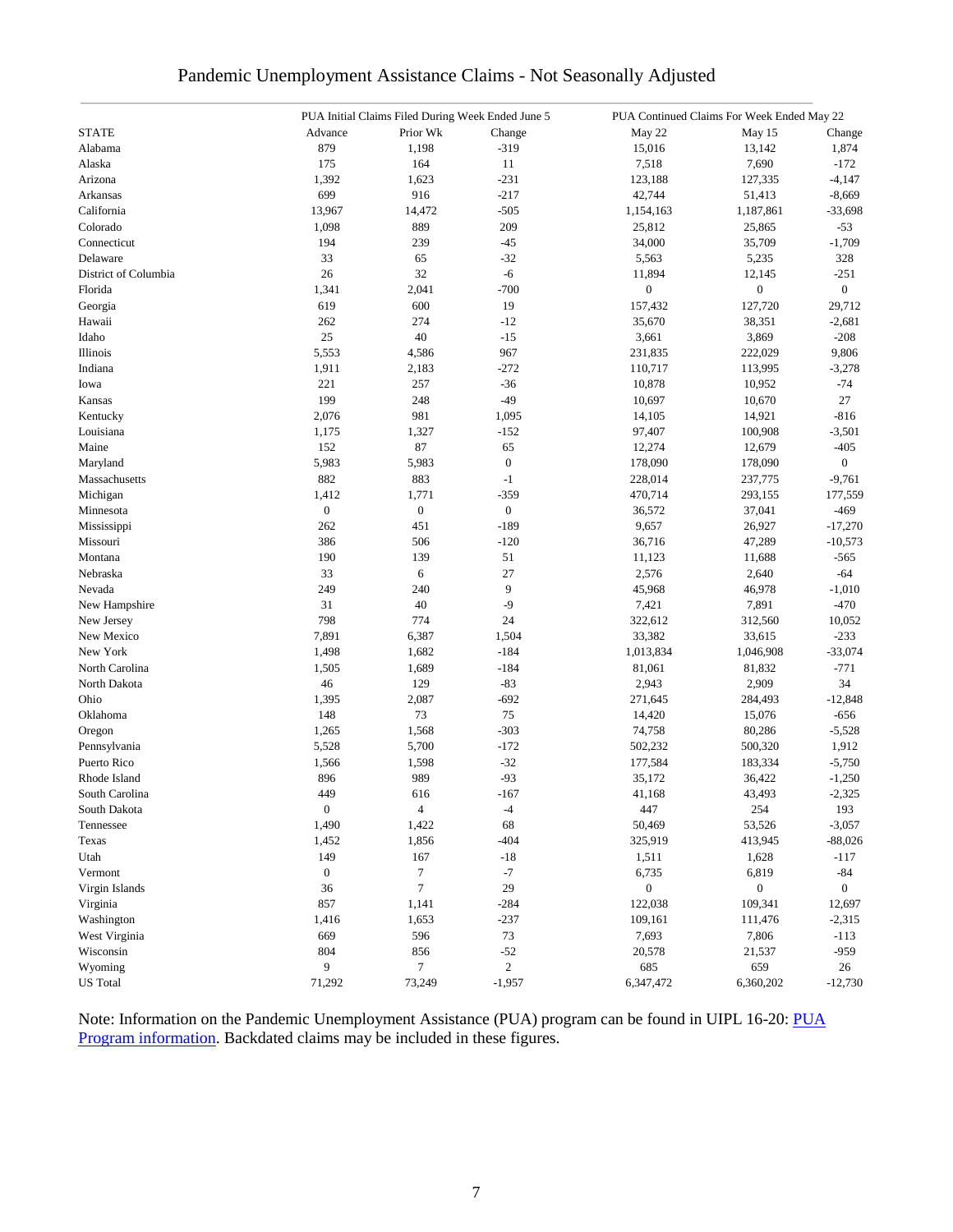# Pandemic Unemployment Assistance Claims - Not Seasonally Adjusted

| | PUA Initial Claims Filed During Week Ended June 5 | | | PUA Continued Claims For Week Ended May 22 | | |
|---|---|---|---|---|---|---|
| STATE | Advance | Prior Wk | Change | May 22 | May 15 | Change |
| Alabama | 879 | 1,198 | -319 | 15,016 | 13,142 | 1,874 |
| Alaska | 175 | 164 | 11 | 7,518 | 7,690 | -172 |
| Arizona | 1,392 | 1,623 | -231 | 123,188 | 127,335 | -4,147 |
| Arkansas | 699 | 916 | -217 | 42,744 | 51,413 | -8,669 |
| California | 13,967 | 14,472 | -505 | 1,154,163 | 1,187,861 | -33,698 |
| Colorado | 1,098 | 889 | 209 | 25,812 | 25,865 | -53 |
| Connecticut | 194 | 239 | -45 | 34,000 | 35,709 | -1,709 |
| Delaware | 33 | 65 | -32 | 5,563 | 5,235 | 328 |
| District of Columbia | 26 | 32 | -6 | 11,894 | 12,145 | -251 |
| Florida | 1,341 | 2,041 | -700 | 0 | 0 | 0 |
| Georgia | 619 | 600 | 19 | 157,432 | 127,720 | 29,712 |
| Hawaii | 262 | 274 | -12 | 35,670 | 38,351 | -2,681 |
| Idaho | 25 | 40 | -15 | 3,661 | 3,869 | -208 |
| Illinois | 5,553 | 4,586 | 967 | 231,835 | 222,029 | 9,806 |
| Indiana | 1,911 | 2,183 | -272 | 110,717 | 113,995 | -3,278 |
| Iowa | 221 | 257 | -36 | 10,878 | 10,952 | -74 |
| Kansas | 199 | 248 | -49 | 10,697 | 10,670 | 27 |
| Kentucky | 2,076 | 981 | 1,095 | 14,105 | 14,921 | -816 |
| Louisiana | 1,175 | 1,327 | -152 | 97,407 | 100,908 | -3,501 |
| Maine | 152 | 87 | 65 | 12,274 | 12,679 | -405 |
| Maryland | 5,983 | 5,983 | 0 | 178,090 | 178,090 | 0 |
| Massachusetts | 882 | 883 | -1 | 228,014 | 237,775 | -9,761 |
| Michigan | 1,412 | 1,771 | -359 | 470,714 | 293,155 | 177,559 |
| Minnesota | 0 | 0 | 0 | 36,572 | 37,041 | -469 |
| Mississippi | 262 | 451 | -189 | 9,657 | 26,927 | -17,270 |
| Missouri | 386 | 506 | -120 | 36,716 | 47,289 | -10,573 |
| Montana | 190 | 139 | 51 | 11,123 | 11,688 | -565 |
| Nebraska | 33 | 6 | 27 | 2,576 | 2,640 | -64 |
| Nevada | 249 | 240 | 9 | 45,968 | 46,978 | -1,010 |
| New Hampshire | 31 | 40 | -9 | 7,421 | 7,891 | -470 |
| New Jersey | 798 | 774 | 24 | 322,612 | 312,560 | 10,052 |
| New Mexico | 7,891 | 6,387 | 1,504 | 33,382 | 33,615 | -233 |
| New York | 1,498 | 1,682 | -184 | 1,013,834 | 1,046,908 | -33,074 |
| North Carolina | 1,505 | 1,689 | -184 | 81,061 | 81,832 | -771 |
| North Dakota | 46 | 129 | -83 | 2,943 | 2,909 | 34 |
| Ohio | 1,395 | 2,087 | -692 | 271,645 | 284,493 | -12,848 |
| Oklahoma | 148 | 73 | 75 | 14,420 | 15,076 | -656 |
| Oregon | 1,265 | 1,568 | -303 | 74,758 | 80,286 | -5,528 |
| Pennsylvania | 5,528 | 5,700 | -172 | 502,232 | 500,320 | 1,912 |
| Puerto Rico | 1,566 | 1,598 | -32 | 177,584 | 183,334 | -5,750 |
| Rhode Island | 896 | 989 | -93 | 35,172 | 36,422 | -1,250 |
| South Carolina | 449 | 616 | -167 | 41,168 | 43,493 | -2,325 |
| South Dakota | 0 | 4 | -4 | 447 | 254 | 193 |
| Tennessee | 1,490 | 1,422 | 68 | 50,469 | 53,526 | -3,057 |
| Texas | 1,452 | 1,856 | -404 | 325,919 | 413,945 | -88,026 |
| Utah | 149 | 167 | -18 | 1,511 | 1,628 | -117 |
| Vermont | 0 | 7 | -7 | 6,735 | 6,819 | -84 |
| Virgin Islands | 36 | 7 | 29 | 0 | 0 | 0 |
| Virginia | 857 | 1,141 | -284 | 122,038 | 109,341 | 12,697 |
| Washington | 1,416 | 1,653 | -237 | 109,161 | 111,476 | -2,315 |
| West Virginia | 669 | 596 | 73 | 7,693 | 7,806 | -113 |
| Wisconsin | 804 | 856 | -52 | 20,578 | 21,537 | -959 |
| Wyoming | 9 | 7 | 2 | 685 | 659 | 26 |
| US Total | 71,292 | 73,249 | -1,957 | 6,347,472 | 6,360,202 | -12,730 |

Note: Information on the Pandemic Unemployment Assistance (PUA) program can be found in UIPL 16-20: PUA Program information. Backdated claims may be included in these figures.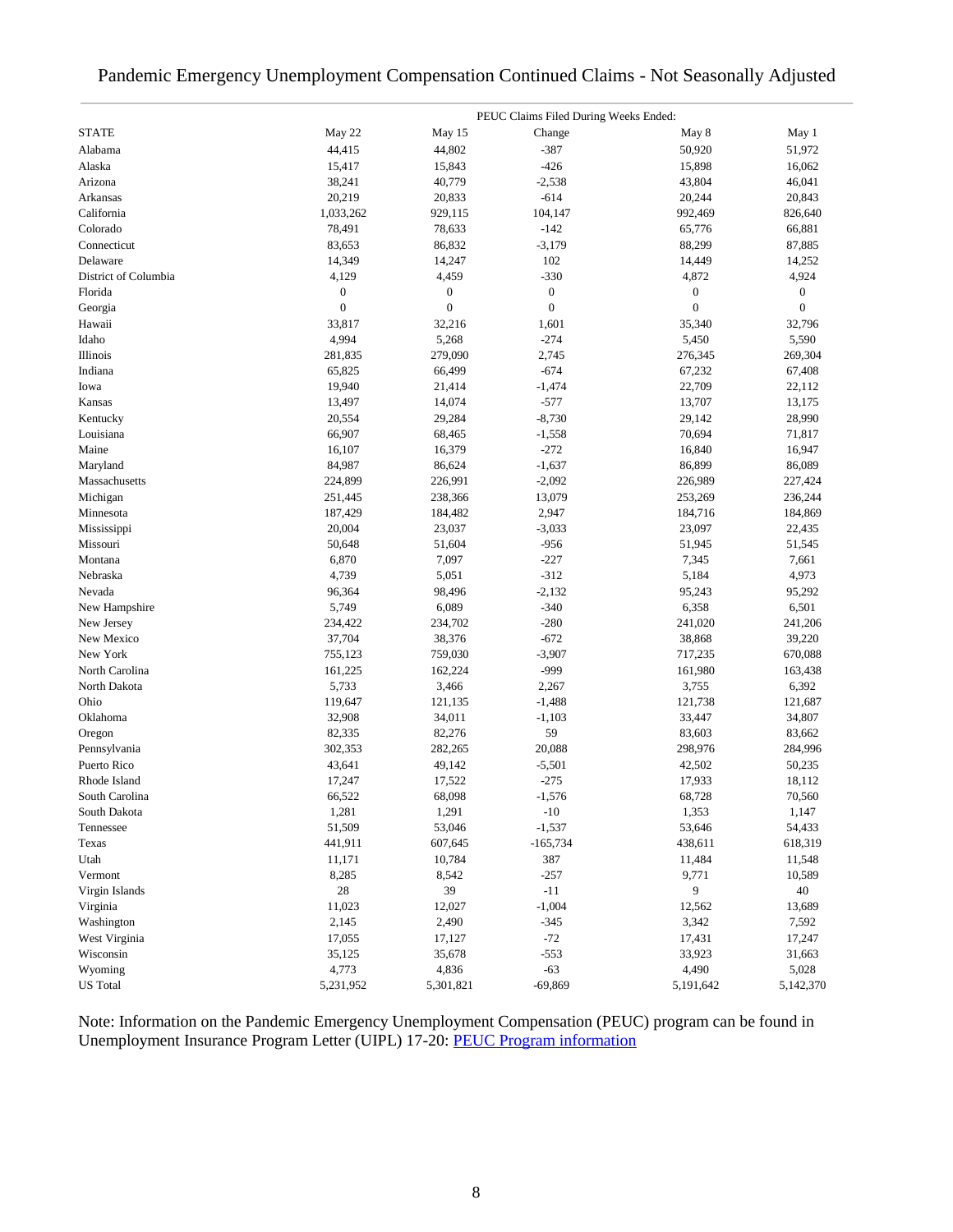# Pandemic Emergency Unemployment Compensation Continued Claims - Not Seasonally Adjusted

| | PEUC Claims Filed During Weeks Ended: | | | | |
|---|---|---|---|---|---|
| STATE | May 22 | May 15 | Change | May 8 | May 1 |
| Alabama | 44,415 | 44,802 | -387 | 50,920 | 51,972 |
| Alaska | 15,417 | 15,843 | -426 | 15,898 | 16,062 |
| Arizona | 38,241 | 40,779 | -2,538 | 43,804 | 46,041 |
| Arkansas | 20,219 | 20,833 | -614 | 20,244 | 20,843 |
| California | 1,033,262 | 929,115 | 104,147 | 992,469 | 826,640 |
| Colorado | 78,491 | 78,633 | -142 | 65,776 | 66,881 |
| Connecticut | 83,653 | 86,832 | -3,179 | 88,299 | 87,885 |
| Delaware | 14,349 | 14,247 | 102 | 14,449 | 14,252 |
| District of Columbia | 4,129 | 4,459 | -330 | 4,872 | 4,924 |
| Florida | 0 | 0 | 0 | 0 | 0 |
| Georgia | 0 | 0 | 0 | 0 | 0 |
| Hawaii | 33,817 | 32,216 | 1,601 | 35,340 | 32,796 |
| Idaho | 4,994 | 5,268 | -274 | 5,450 | 5,590 |
| Illinois | 281,835 | 279,090 | 2,745 | 276,345 | 269,304 |
| Indiana | 65,825 | 66,499 | -674 | 67,232 | 67,408 |
| Iowa | 19,940 | 21,414 | -1,474 | 22,709 | 22,112 |
| Kansas | 13,497 | 14,074 | -577 | 13,707 | 13,175 |
| Kentucky | 20,554 | 29,284 | -8,730 | 29,142 | 28,990 |
| Louisiana | 66,907 | 68,465 | -1,558 | 70,694 | 71,817 |
| Maine | 16,107 | 16,379 | -272 | 16,840 | 16,947 |
| Maryland | 84,987 | 86,624 | -1,637 | 86,899 | 86,089 |
| Massachusetts | 224,899 | 226,991 | -2,092 | 226,989 | 227,424 |
| Michigan | 251,445 | 238,366 | 13,079 | 253,269 | 236,244 |
| Minnesota | 187,429 | 184,482 | 2,947 | 184,716 | 184,869 |
| Mississippi | 20,004 | 23,037 | -3,033 | 23,097 | 22,435 |
| Missouri | 50,648 | 51,604 | -956 | 51,945 | 51,545 |
| Montana | 6,870 | 7,097 | -227 | 7,345 | 7,661 |
| Nebraska | 4,739 | 5,051 | -312 | 5,184 | 4,973 |
| Nevada | 96,364 | 98,496 | -2,132 | 95,243 | 95,292 |
| New Hampshire | 5,749 | 6,089 | -340 | 6,358 | 6,501 |
| New Jersey | 234,422 | 234,702 | -280 | 241,020 | 241,206 |
| New Mexico | 37,704 | 38,376 | -672 | 38,868 | 39,220 |
| New York | 755,123 | 759,030 | -3,907 | 717,235 | 670,088 |
| North Carolina | 161,225 | 162,224 | -999 | 161,980 | 163,438 |
| North Dakota | 5,733 | 3,466 | 2,267 | 3,755 | 6,392 |
| Ohio | 119,647 | 121,135 | -1,488 | 121,738 | 121,687 |
| Oklahoma | 32,908 | 34,011 | -1,103 | 33,447 | 34,807 |
| Oregon | 82,335 | 82,276 | 59 | 83,603 | 83,662 |
| Pennsylvania | 302,353 | 282,265 | 20,088 | 298,976 | 284,996 |
| Puerto Rico | 43,641 | 49,142 | -5,501 | 42,502 | 50,235 |
| Rhode Island | 17,247 | 17,522 | -275 | 17,933 | 18,112 |
| South Carolina | 66,522 | 68,098 | -1,576 | 68,728 | 70,560 |
| South Dakota | 1,281 | 1,291 | -10 | 1,353 | 1,147 |
| Tennessee | 51,509 | 53,046 | -1,537 | 53,646 | 54,433 |
| Texas | 441,911 | 607,645 | -165,734 | 438,611 | 618,319 |
| Utah | 11,171 | 10,784 | 387 | 11,484 | 11,548 |
| Vermont | 8,285 | 8,542 | -257 | 9,771 | 10,589 |
| Virgin Islands | 28 | 39 | -11 | 9 | 40 |
| Virginia | 11,023 | 12,027 | -1,004 | 12,562 | 13,689 |
| Washington | 2,145 | 2,490 | -345 | 3,342 | 7,592 |
| West Virginia | 17,055 | 17,127 | -72 | 17,431 | 17,247 |
| Wisconsin | 35,125 | 35,678 | -553 | 33,923 | 31,663 |
| Wyoming | 4,773 | 4,836 | -63 | 4,490 | 5,028 |
| US Total | 5,231,952 | 5,301,821 | -69,869 | 5,191,642 | 5,142,370 |

Note: Information on the Pandemic Emergency Unemployment Compensation (PEUC) program can be found in Unemployment Insurance Program Letter (UIPL) 17-20: PEUC Program information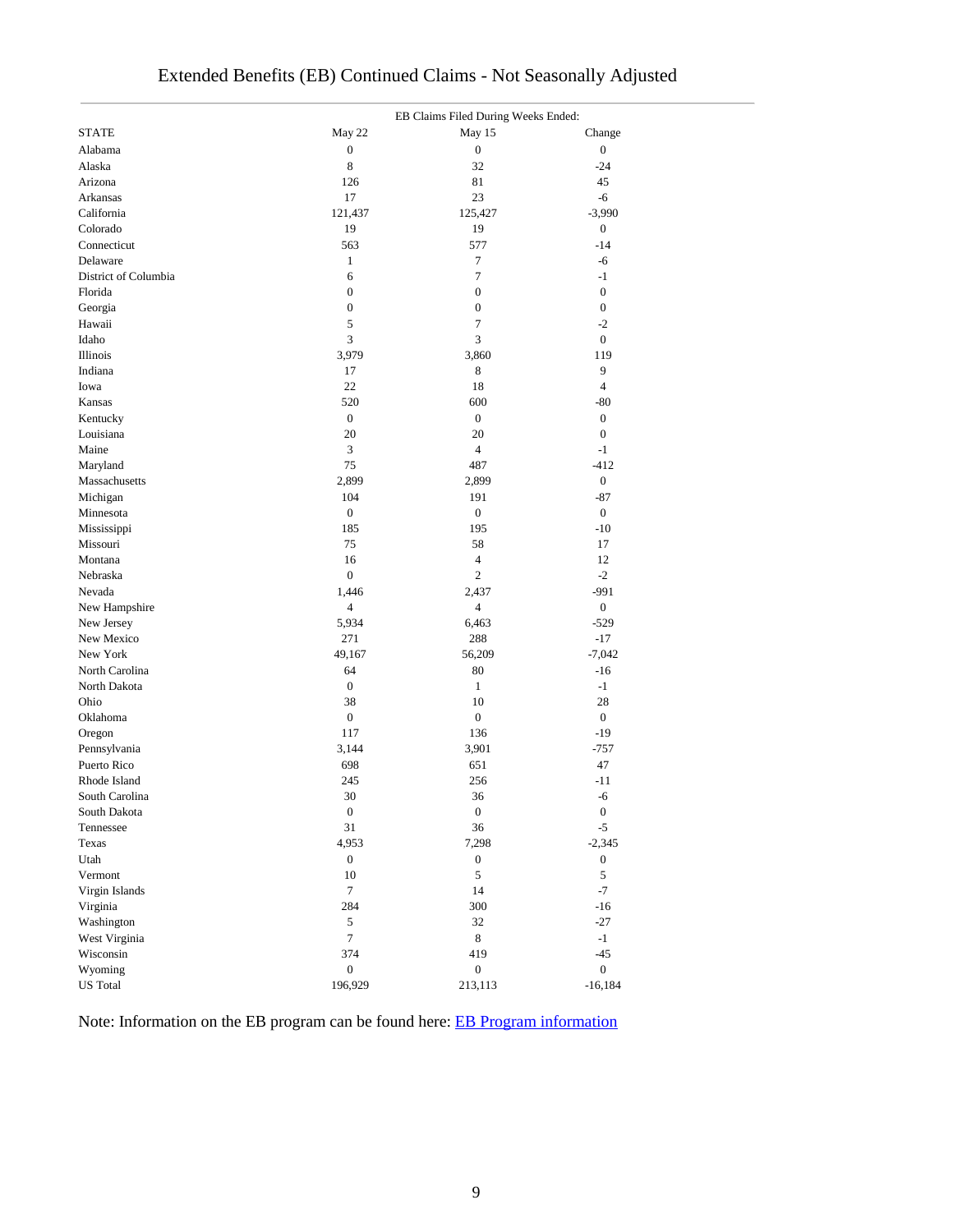# Extended Benefits (EB) Continued Claims - Not Seasonally Adjusted

| STATE | EB Claims Filed During Weeks Ended: May 22 | May 15 | Change |
|---|---|---|---|
| Alabama | 0 | 0 | 0 |
| Alaska | 8 | 32 | -24 |
| Arizona | 126 | 81 | 45 |
| Arkansas | 17 | 23 | -6 |
| California | 121,437 | 125,427 | -3,990 |
| Colorado | 19 | 19 | 0 |
| Connecticut | 563 | 577 | -14 |
| Delaware | 1 | 7 | -6 |
| District of Columbia | 6 | 7 | -1 |
| Florida | 0 | 0 | 0 |
| Georgia | 0 | 0 | 0 |
| Hawaii | 5 | 7 | -2 |
| Idaho | 3 | 3 | 0 |
| Illinois | 3,979 | 3,860 | 119 |
| Indiana | 17 | 8 | 9 |
| Iowa | 22 | 18 | 4 |
| Kansas | 520 | 600 | -80 |
| Kentucky | 0 | 0 | 0 |
| Louisiana | 20 | 20 | 0 |
| Maine | 3 | 4 | -1 |
| Maryland | 75 | 487 | -412 |
| Massachusetts | 2,899 | 2,899 | 0 |
| Michigan | 104 | 191 | -87 |
| Minnesota | 0 | 0 | 0 |
| Mississippi | 185 | 195 | -10 |
| Missouri | 75 | 58 | 17 |
| Montana | 16 | 4 | 12 |
| Nebraska | 0 | 2 | -2 |
| Nevada | 1,446 | 2,437 | -991 |
| New Hampshire | 4 | 4 | 0 |
| New Jersey | 5,934 | 6,463 | -529 |
| New Mexico | 271 | 288 | -17 |
| New York | 49,167 | 56,209 | -7,042 |
| North Carolina | 64 | 80 | -16 |
| North Dakota | 0 | 1 | -1 |
| Ohio | 38 | 10 | 28 |
| Oklahoma | 0 | 0 | 0 |
| Oregon | 117 | 136 | -19 |
| Pennsylvania | 3,144 | 3,901 | -757 |
| Puerto Rico | 698 | 651 | 47 |
| Rhode Island | 245 | 256 | -11 |
| South Carolina | 30 | 36 | -6 |
| South Dakota | 0 | 0 | 0 |
| Tennessee | 31 | 36 | -5 |
| Texas | 4,953 | 7,298 | -2,345 |
| Utah | 0 | 0 | 0 |
| Vermont | 10 | 5 | 5 |
| Virgin Islands | 7 | 14 | -7 |
| Virginia | 284 | 300 | -16 |
| Washington | 5 | 32 | -27 |
| West Virginia | 7 | 8 | -1 |
| Wisconsin | 374 | 419 | -45 |
| Wyoming | 0 | 0 | 0 |
| US Total | 196,929 | 213,113 | -16,184 |

Note: Information on the EB program can be found here: EB Program information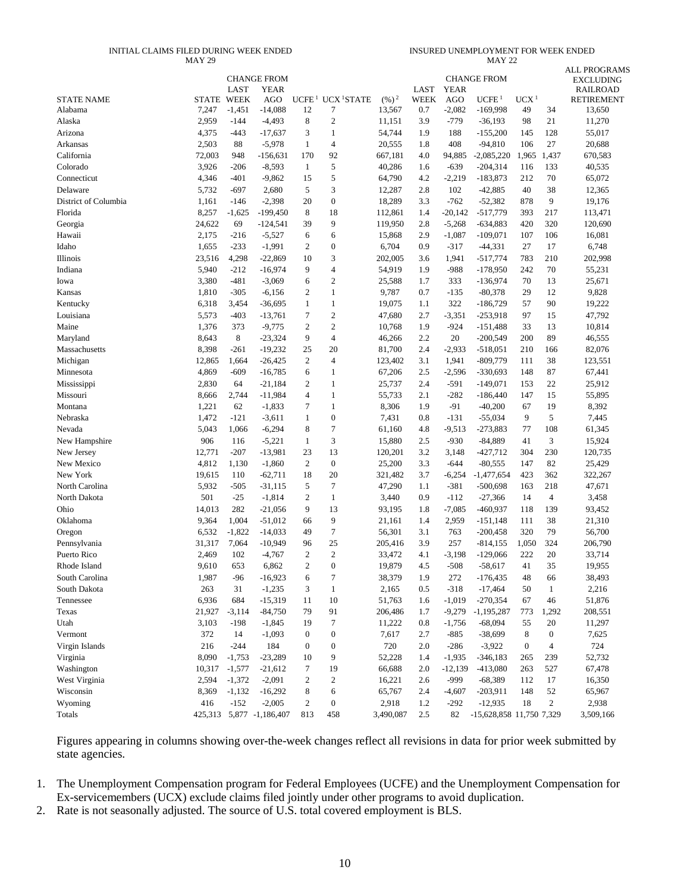| STATE NAME | INITIAL CLAIMS FILED DURING WEEK ENDED MAY 29 STATE | CHANGE FROM LAST WEEK | CHANGE FROM YEAR AGO | UCFE [1] | UCX [1] | INSURED UNEMPLOYMENT FOR WEEK ENDED MAY 22 STATE | (%) [2] | CHANGE FROM LAST WEEK | CHANGE FROM YEAR AGO | UCFE [1] | UCX [1] | ALL PROGRAMS EXCLUDING RAILROAD RETIREMENT |
|---|---|---|---|---|---|---|---|---|---|---|---|---|
| Alabama | 7,247 | -1,451 | -14,088 | 12 | 7 | 13,567 | 0.7 | -2,082 | -169,998 | 49 | 34 | 13,650 |
| Alaska | 2,959 | -144 | -4,493 | 8 | 2 | 11,151 | 3.9 | -779 | -36,193 | 98 | 21 | 11,270 |
| Arizona | 4,375 | -443 | -17,637 | 3 | 1 | 54,744 | 1.9 | 188 | -155,200 | 145 | 128 | 55,017 |
| Arkansas | 2,503 | 88 | -5,978 | 1 | 4 | 20,555 | 1.8 | 408 | -94,810 | 106 | 27 | 20,688 |
| California | 72,003 | 948 | -156,631 | 170 | 92 | 667,181 | 4.0 | 94,885 | -2,085,220 | 1,965 | 1,437 | 670,583 |
| Colorado | 3,926 | -206 | -8,593 | 1 | 5 | 40,286 | 1.6 | -639 | -204,314 | 116 | 133 | 40,535 |
| Connecticut | 4,346 | -401 | -9,862 | 15 | 5 | 64,790 | 4.2 | -2,219 | -183,873 | 212 | 70 | 65,072 |
| Delaware | 5,732 | -697 | 2,680 | 5 | 3 | 12,287 | 2.8 | 102 | -42,885 | 40 | 38 | 12,365 |
| District of Columbia | 1,161 | -146 | -2,398 | 20 | 0 | 18,289 | 3.3 | -762 | -52,382 | 878 | 9 | 19,176 |
| Florida | 8,257 | -1,625 | -199,450 | 8 | 18 | 112,861 | 1.4 | -20,142 | -517,779 | 393 | 217 | 113,471 |
| Georgia | 24,622 | 69 | -124,541 | 39 | 9 | 119,950 | 2.8 | -5,268 | -634,883 | 420 | 320 | 120,690 |
| Hawaii | 2,175 | -216 | -5,527 | 6 | 6 | 15,868 | 2.9 | -1,087 | -109,071 | 107 | 106 | 16,081 |
| Idaho | 1,655 | -233 | -1,991 | 2 | 0 | 6,704 | 0.9 | -317 | -44,331 | 27 | 17 | 6,748 |
| Illinois | 23,516 | 4,298 | -22,869 | 10 | 3 | 202,005 | 3.6 | 1,941 | -517,774 | 783 | 210 | 202,998 |
| Indiana | 5,940 | -212 | -16,974 | 9 | 4 | 54,919 | 1.9 | -988 | -178,950 | 242 | 70 | 55,231 |
| Iowa | 3,380 | -481 | -3,069 | 6 | 2 | 25,588 | 1.7 | 333 | -136,974 | 70 | 13 | 25,671 |
| Kansas | 1,810 | -305 | -6,156 | 2 | 1 | 9,787 | 0.7 | -135 | -80,378 | 29 | 12 | 9,828 |
| Kentucky | 6,318 | 3,454 | -36,695 | 1 | 1 | 19,075 | 1.1 | 322 | -186,729 | 57 | 90 | 19,222 |
| Louisiana | 5,573 | -403 | -13,761 | 7 | 2 | 47,680 | 2.7 | -3,351 | -253,918 | 97 | 15 | 47,792 |
| Maine | 1,376 | 373 | -9,775 | 2 | 2 | 10,768 | 1.9 | -924 | -151,488 | 33 | 13 | 10,814 |
| Maryland | 8,643 | 8 | -23,324 | 9 | 4 | 46,266 | 2.2 | 20 | -200,549 | 200 | 89 | 46,555 |
| Massachusetts | 8,398 | -261 | -19,232 | 25 | 20 | 81,700 | 2.4 | -2,933 | -518,051 | 210 | 166 | 82,076 |
| Michigan | 12,865 | 1,664 | -26,425 | 2 | 4 | 123,402 | 3.1 | 1,941 | -809,779 | 111 | 38 | 123,551 |
| Minnesota | 4,869 | -609 | -16,785 | 6 | 1 | 67,206 | 2.5 | -2,596 | -330,693 | 148 | 87 | 67,441 |
| Mississippi | 2,830 | 64 | -21,184 | 2 | 1 | 25,737 | 2.4 | -591 | -149,071 | 153 | 22 | 25,912 |
| Missouri | 8,666 | 2,744 | -11,984 | 4 | 1 | 55,733 | 2.1 | -282 | -186,440 | 147 | 15 | 55,895 |
| Montana | 1,221 | 62 | -1,833 | 7 | 1 | 8,306 | 1.9 | -91 | -40,200 | 67 | 19 | 8,392 |
| Nebraska | 1,472 | -121 | -3,611 | 1 | 0 | 7,431 | 0.8 | -131 | -55,034 | 9 | 5 | 7,445 |
| Nevada | 5,043 | 1,066 | -6,294 | 8 | 7 | 61,160 | 4.8 | -9,513 | -273,883 | 77 | 108 | 61,345 |
| New Hampshire | 906 | 116 | -5,221 | 1 | 3 | 15,880 | 2.5 | -930 | -84,889 | 41 | 3 | 15,924 |
| New Jersey | 12,771 | -207 | -13,981 | 23 | 13 | 120,201 | 3.2 | 3,148 | -427,712 | 304 | 230 | 120,735 |
| New Mexico | 4,812 | 1,130 | -1,860 | 2 | 0 | 25,200 | 3.3 | -644 | -80,555 | 147 | 82 | 25,429 |
| New York | 19,615 | 110 | -62,711 | 18 | 20 | 321,482 | 3.7 | -6,254 | -1,477,654 | 423 | 362 | 322,267 |
| North Carolina | 5,932 | -505 | -31,115 | 5 | 7 | 47,290 | 1.1 | -381 | -500,698 | 163 | 218 | 47,671 |
| North Dakota | 501 | -25 | -1,814 | 2 | 1 | 3,440 | 0.9 | -112 | -27,366 | 14 | 4 | 3,458 |
| Ohio | 14,013 | 282 | -21,056 | 9 | 13 | 93,195 | 1.8 | -7,085 | -460,937 | 118 | 139 | 93,452 |
| Oklahoma | 9,364 | 1,004 | -51,012 | 66 | 9 | 21,161 | 1.4 | 2,959 | -151,148 | 111 | 38 | 21,310 |
| Oregon | 6,532 | -1,822 | -14,033 | 49 | 7 | 56,301 | 3.1 | 763 | -200,458 | 320 | 79 | 56,700 |
| Pennsylvania | 31,317 | 7,064 | -10,949 | 96 | 25 | 205,416 | 3.9 | 257 | -814,155 | 1,050 | 324 | 206,790 |
| Puerto Rico | 2,469 | 102 | -4,767 | 2 | 2 | 33,472 | 4.1 | -3,198 | -129,066 | 222 | 20 | 33,714 |
| Rhode Island | 9,610 | 653 | 6,862 | 2 | 0 | 19,879 | 4.5 | -508 | -58,617 | 41 | 35 | 19,955 |
| South Carolina | 1,987 | -96 | -16,923 | 6 | 7 | 38,379 | 1.9 | 272 | -176,435 | 48 | 66 | 38,493 |
| South Dakota | 263 | 31 | -1,235 | 3 | 1 | 2,165 | 0.5 | -318 | -17,464 | 50 | 1 | 2,216 |
| Tennessee | 6,936 | 684 | -15,319 | 11 | 10 | 51,763 | 1.6 | -1,019 | -270,354 | 67 | 46 | 51,876 |
| Texas | 21,927 | -3,114 | -84,750 | 79 | 91 | 206,486 | 1.7 | -9,279 | -1,195,287 | 773 | 1,292 | 208,551 |
| Utah | 3,103 | -198 | -1,845 | 19 | 7 | 11,222 | 0.8 | -1,756 | -68,094 | 55 | 20 | 11,297 |
| Vermont | 372 | 14 | -1,093 | 0 | 0 | 7,617 | 2.7 | -885 | -38,699 | 8 | 0 | 7,625 |
| Virgin Islands | 216 | -244 | 184 | 0 | 0 | 720 | 2.0 | -286 | -3,922 | 0 | 4 | 724 |
| Virginia | 8,090 | -1,753 | -23,289 | 10 | 9 | 52,228 | 1.4 | -1,935 | -346,183 | 265 | 239 | 52,732 |
| Washington | 10,317 | -1,577 | -21,612 | 7 | 19 | 66,688 | 2.0 | -12,139 | -413,080 | 263 | 527 | 67,478 |
| West Virginia | 2,594 | -1,372 | -2,091 | 2 | 2 | 16,221 | 2.6 | -999 | -68,389 | 112 | 17 | 16,350 |
| Wisconsin | 8,369 | -1,132 | -16,292 | 8 | 6 | 65,767 | 2.4 | -4,607 | -203,911 | 148 | 52 | 65,967 |
| Wyoming | 416 | -152 | -2,005 | 2 | 0 | 2,918 | 1.2 | -292 | -12,935 | 18 | 2 | 2,938 |
| Totals | 425,313 | 5,877 | -1,186,407 | 813 | 458 | 3,490,087 | 2.5 | 82 | -15,628,858 | 11,750 | 7,329 | 3,509,166 |

Figures appearing in columns showing over-the-week changes reflect all revisions in data for prior week submitted by state agencies.

1. The Unemployment Compensation program for Federal Employees (UCFE) and the Unemployment Compensation for Ex-servicemembers (UCX) exclude claims filed jointly under other programs to avoid duplication.
2. Rate is not seasonally adjusted. The source of U.S. total covered employment is BLS.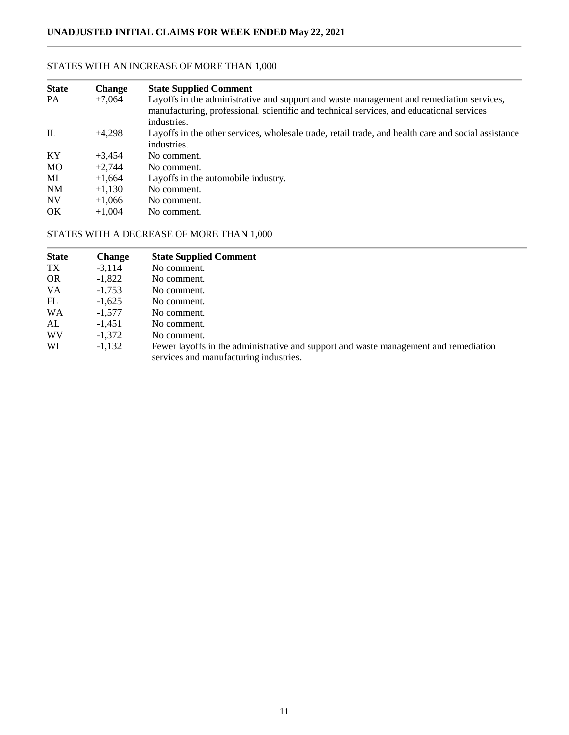## UNADJUSTED INITIAL CLAIMS FOR WEEK ENDED May 22, 2021

STATES WITH AN INCREASE OF MORE THAN 1,000

| State | Change | State Supplied Comment |
|---|---|---|
| PA | +7,064 | Layoffs in the administrative and support and waste management and remediation services, manufacturing, professional, scientific and technical services, and educational services industries. |
| IL | +4,298 | Layoffs in the other services, wholesale trade, retail trade, and health care and social assistance industries. |
| KY | +3,454 | No comment. |
| MO | +2,744 | No comment. |
| MI | +1,664 | Layoffs in the automobile industry. |
| NM | +1,130 | No comment. |
| NV | +1,066 | No comment. |
| OK | +1,004 | No comment. |

STATES WITH A DECREASE OF MORE THAN 1,000

| State | Change | State Supplied Comment |
|---|---|---|
| TX | -3,114 | No comment. |
| OR | -1,822 | No comment. |
| VA | -1,753 | No comment. |
| FL | -1,625 | No comment. |
| WA | -1,577 | No comment. |
| AL | -1,451 | No comment. |
| WV | -1,372 | No comment. |
| WI | -1,132 | Fewer layoffs in the administrative and support and waste management and remediation services and manufacturing industries. |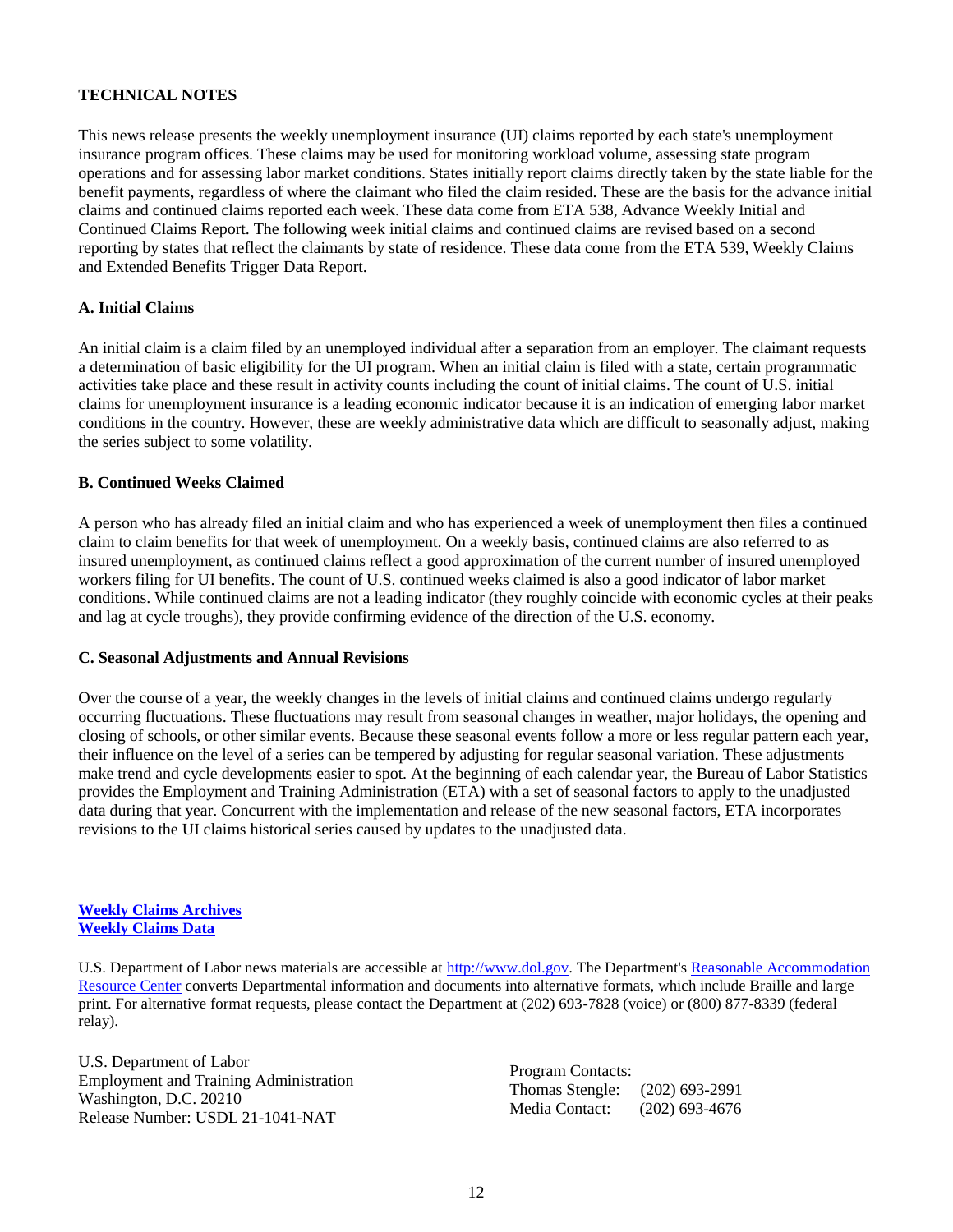## TECHNICAL NOTES

This news release presents the weekly unemployment insurance (UI) claims reported by each state's unemployment insurance program offices. These claims may be used for monitoring workload volume, assessing state program operations and for assessing labor market conditions. States initially report claims directly taken by the state liable for the benefit payments, regardless of where the claimant who filed the claim resided. These are the basis for the advance initial claims and continued claims reported each week. These data come from ETA 538, Advance Weekly Initial and Continued Claims Report. The following week initial claims and continued claims are revised based on a second reporting by states that reflect the claimants by state of residence. These data come from the ETA 539, Weekly Claims and Extended Benefits Trigger Data Report.

### A. Initial Claims

An initial claim is a claim filed by an unemployed individual after a separation from an employer. The claimant requests a determination of basic eligibility for the UI program. When an initial claim is filed with a state, certain programmatic activities take place and these result in activity counts including the count of initial claims. The count of U.S. initial claims for unemployment insurance is a leading economic indicator because it is an indication of emerging labor market conditions in the country. However, these are weekly administrative data which are difficult to seasonally adjust, making the series subject to some volatility.

### B. Continued Weeks Claimed

A person who has already filed an initial claim and who has experienced a week of unemployment then files a continued claim to claim benefits for that week of unemployment. On a weekly basis, continued claims are also referred to as insured unemployment, as continued claims reflect a good approximation of the current number of insured unemployed workers filing for UI benefits. The count of U.S. continued weeks claimed is also a good indicator of labor market conditions. While continued claims are not a leading indicator (they roughly coincide with economic cycles at their peaks and lag at cycle troughs), they provide confirming evidence of the direction of the U.S. economy.

### C. Seasonal Adjustments and Annual Revisions

Over the course of a year, the weekly changes in the levels of initial claims and continued claims undergo regularly occurring fluctuations. These fluctuations may result from seasonal changes in weather, major holidays, the opening and closing of schools, or other similar events. Because these seasonal events follow a more or less regular pattern each year, their influence on the level of a series can be tempered by adjusting for regular seasonal variation. These adjustments make trend and cycle developments easier to spot. At the beginning of each calendar year, the Bureau of Labor Statistics provides the Employment and Training Administration (ETA) with a set of seasonal factors to apply to the unadjusted data during that year. Concurrent with the implementation and release of the new seasonal factors, ETA incorporates revisions to the UI claims historical series caused by updates to the unadjusted data.

**Weekly Claims Archives**
**Weekly Claims Data**

U.S. Department of Labor news materials are accessible at http://www.dol.gov. The Department's Reasonable Accommodation Resource Center converts Departmental information and documents into alternative formats, which include Braille and large print. For alternative format requests, please contact the Department at (202) 693-7828 (voice) or (800) 877-8339 (federal relay).

U.S. Department of Labor
Employment and Training Administration
Washington, D.C. 20210
Release Number: USDL 21-1041-NAT

Program Contacts:
Thomas Stengle: (202) 693-2991
Media Contact: (202) 693-4676